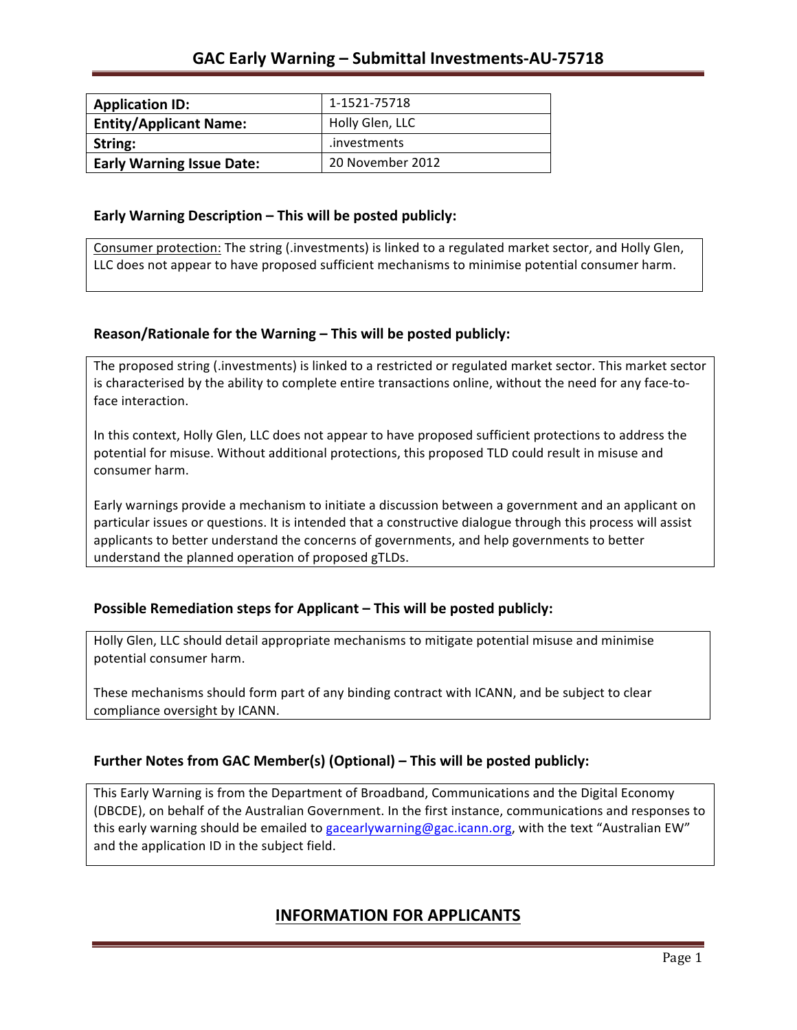# GAC Early Warning – Submittal Investments-AU-75718

| Application ID: | 1-1521-75718 |
|---|---|
| Entity/Applicant Name: | Holly Glen, LLC |
| String: | .investments |
| Early Warning Issue Date: | 20 November 2012 |

### Early Warning Description – This will be posted publicly:

Consumer protection: The string (.investments) is linked to a regulated market sector, and Holly Glen, LLC does not appear to have proposed sufficient mechanisms to minimise potential consumer harm.

### Reason/Rationale for the Warning – This will be posted publicly:

The proposed string (.investments) is linked to a restricted or regulated market sector. This market sector is characterised by the ability to complete entire transactions online, without the need for any face-to-face interaction.

In this context, Holly Glen, LLC does not appear to have proposed sufficient protections to address the potential for misuse. Without additional protections, this proposed TLD could result in misuse and consumer harm.

Early warnings provide a mechanism to initiate a discussion between a government and an applicant on particular issues or questions. It is intended that a constructive dialogue through this process will assist applicants to better understand the concerns of governments, and help governments to better understand the planned operation of proposed gTLDs.

### Possible Remediation steps for Applicant – This will be posted publicly:

Holly Glen, LLC should detail appropriate mechanisms to mitigate potential misuse and minimise potential consumer harm.

These mechanisms should form part of any binding contract with ICANN, and be subject to clear compliance oversight by ICANN.

### Further Notes from GAC Member(s) (Optional) – This will be posted publicly:

This Early Warning is from the Department of Broadband, Communications and the Digital Economy (DBCDE), on behalf of the Australian Government. In the first instance, communications and responses to this early warning should be emailed to gacearlywarning@gac.icann.org, with the text "Australian EW" and the application ID in the subject field.

## INFORMATION FOR APPLICANTS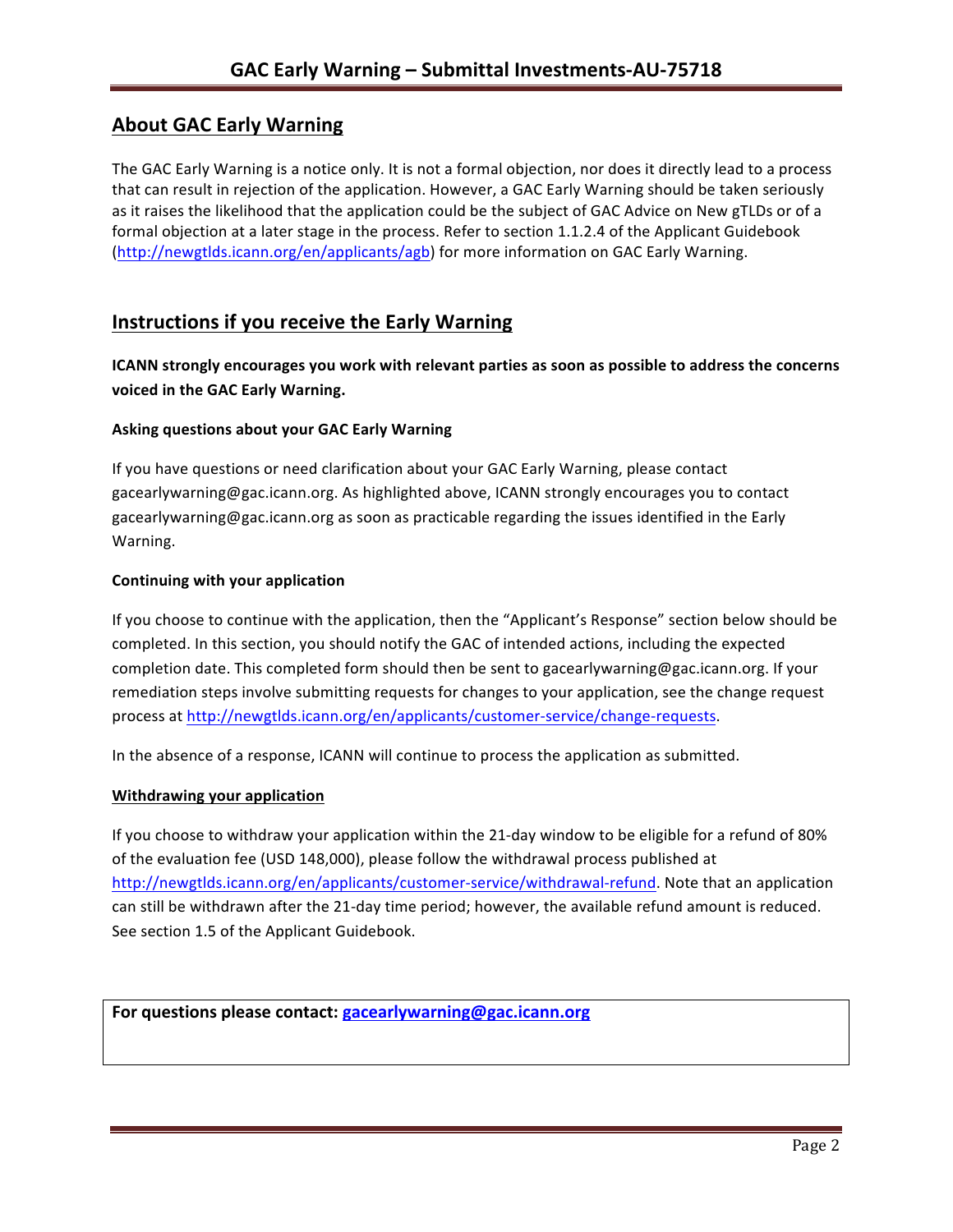## About GAC Early Warning

The GAC Early Warning is a notice only. It is not a formal objection, nor does it directly lead to a process that can result in rejection of the application. However, a GAC Early Warning should be taken seriously as it raises the likelihood that the application could be the subject of GAC Advice on New gTLDs or of a formal objection at a later stage in the process. Refer to section 1.1.2.4 of the Applicant Guidebook (http://newgtlds.icann.org/en/applicants/agb) for more information on GAC Early Warning.

## Instructions if you receive the Early Warning

**ICANN strongly encourages you work with relevant parties as soon as possible to address the concerns voiced in the GAC Early Warning.**

#### Asking questions about your GAC Early Warning

If you have questions or need clarification about your GAC Early Warning, please contact gacearlywarning@gac.icann.org. As highlighted above, ICANN strongly encourages you to contact gacearlywarning@gac.icann.org as soon as practicable regarding the issues identified in the Early Warning.

#### Continuing with your application

If you choose to continue with the application, then the "Applicant's Response" section below should be completed. In this section, you should notify the GAC of intended actions, including the expected completion date. This completed form should then be sent to gacearlywarning@gac.icann.org. If your remediation steps involve submitting requests for changes to your application, see the change request process at http://newgtlds.icann.org/en/applicants/customer-service/change-requests.

In the absence of a response, ICANN will continue to process the application as submitted.

#### Withdrawing your application

If you choose to withdraw your application within the 21-day window to be eligible for a refund of 80% of the evaluation fee (USD 148,000), please follow the withdrawal process published at http://newgtlds.icann.org/en/applicants/customer-service/withdrawal-refund. Note that an application can still be withdrawn after the 21-day time period; however, the available refund amount is reduced. See section 1.5 of the Applicant Guidebook.

**For questions please contact: gacearlywarning@gac.icann.org**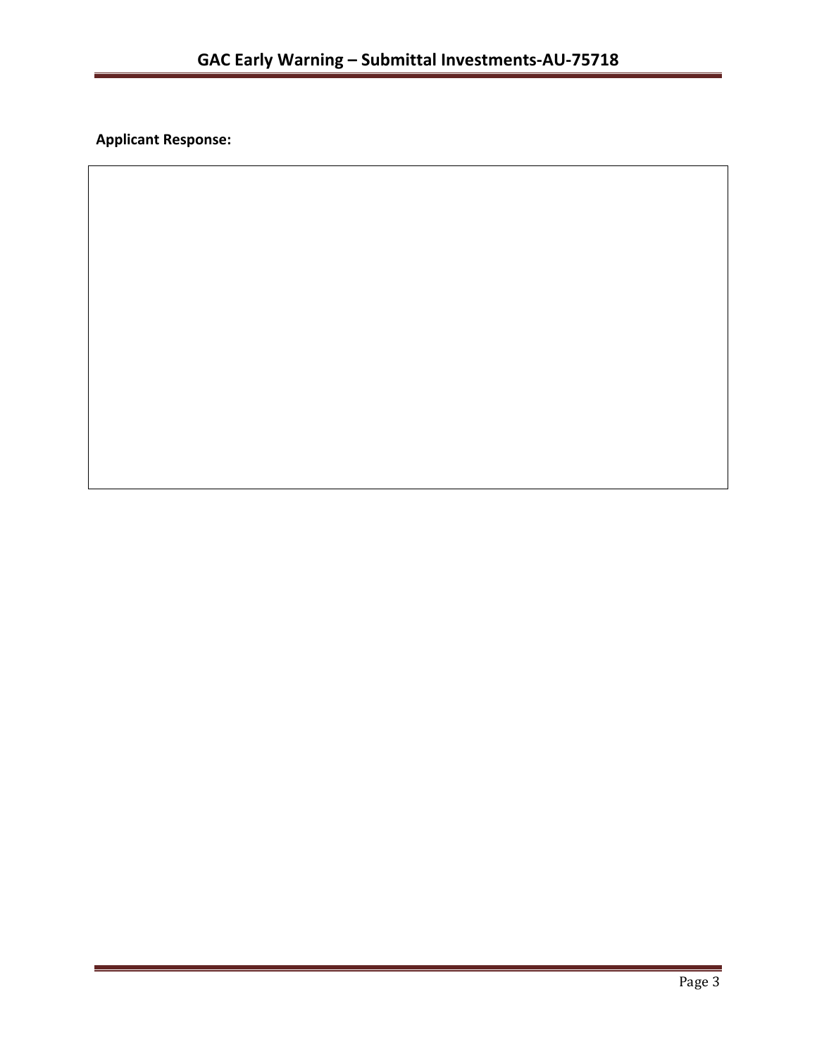**Applicant Response:**